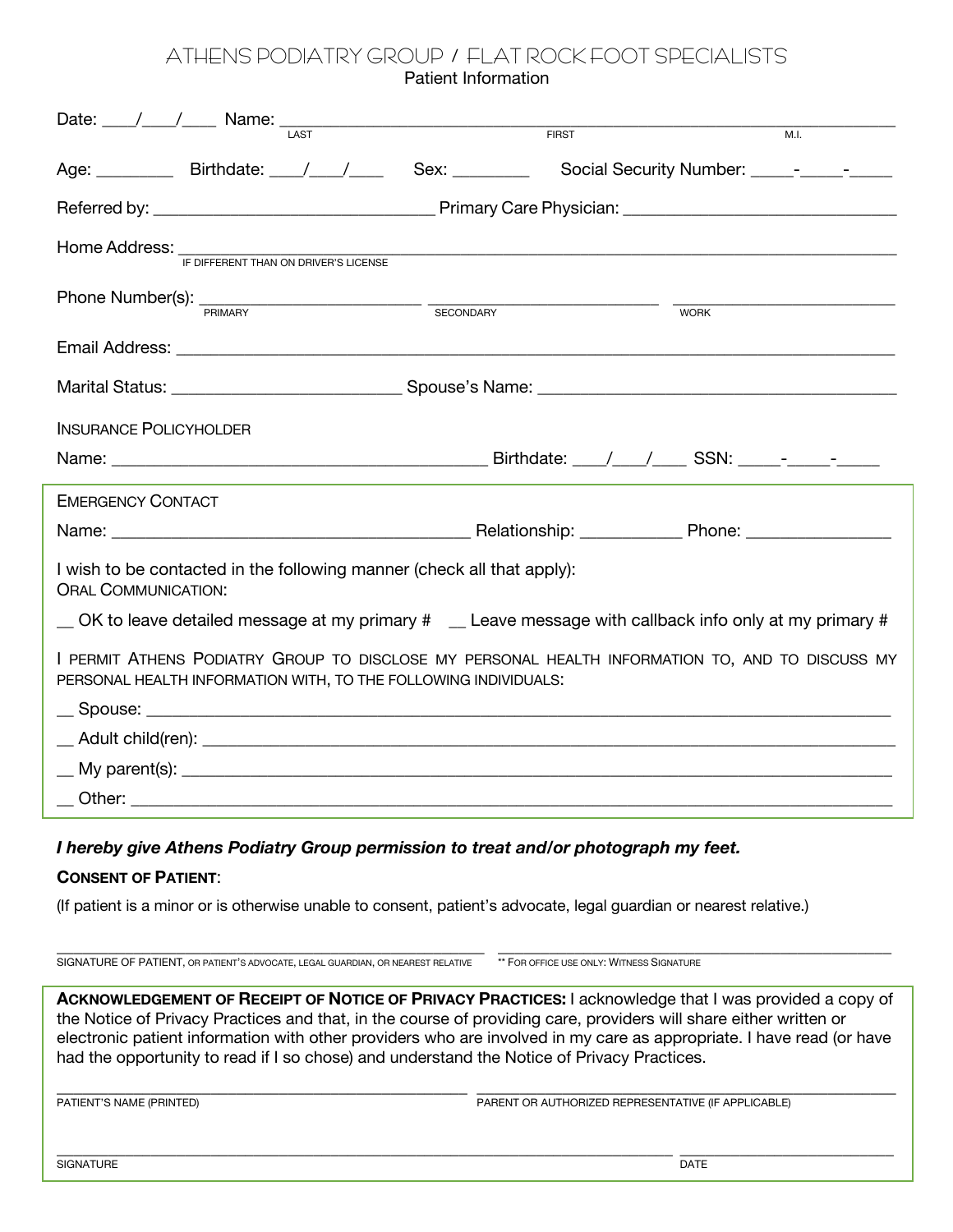# ATHENS PODIATRY GROUP / FLAT ROCK FOOT SPECIALISTS

Patient Information

Date: ____/____/____ Name: ______________________________________________
LAST FIRST M.I.

Age: _________ Birthdate: ____/____/____ Sex: _________ Social Security Number: _____-_____-_____

Referred by: _______________________________ Primary Care Physician: _______________________________

Home Address: _______________________________________________________________________
IF DIFFERENT THAN ON DRIVER'S LICENSE

Phone Number(s): _________________________ _________________________ _________________________
PRIMARY SECONDARY WORK

Email Address: _______________________________________________________________________

Marital Status: _________________________ Spouse's Name: _______________________________________

INSURANCE POLICYHOLDER

Name: __________________________________________ Birthdate: ____/____/____ SSN: _____-_____-_____

EMERGENCY CONTACT

Name: ________________________________________ Relationship: ___________ Phone: ________________

I wish to be contacted in the following manner (check all that apply):
ORAL COMMUNICATION:

__ OK to leave detailed message at my primary # __ Leave message with callback info only at my primary #

I PERMIT ATHENS PODIATRY GROUP TO DISCLOSE MY PERSONAL HEALTH INFORMATION TO, AND TO DISCUSS MY PERSONAL HEALTH INFORMATION WITH, TO THE FOLLOWING INDIVIDUALS:

__ Spouse: _______________________________________________________________________

__ Adult child(ren): _______________________________________________________________

__ My parent(s): __________________________________________________________________

__ Other: ________________________________________________________________________

***I hereby give Athens Podiatry Group permission to treat and/or photograph my feet.***

**CONSENT OF PATIENT**:

(If patient is a minor or is otherwise unable to consent, patient's advocate, legal guardian or nearest relative.)

_______________________________________________ _______________________________________________
SIGNATURE OF PATIENT, OR PATIENT'S ADVOCATE, LEGAL GUARDIAN, OR NEAREST RELATIVE ** FOR OFFICE USE ONLY: WITNESS SIGNATURE

**ACKNOWLEDGEMENT OF RECEIPT OF NOTICE OF PRIVACY PRACTICES:** I acknowledge that I was provided a copy of the Notice of Privacy Practices and that, in the course of providing care, providers will share either written or electronic patient information with other providers who are involved in my care as appropriate. I have read (or have had the opportunity to read if I so chose) and understand the Notice of Privacy Practices.

_______________________________________________ _______________________________________________
PATIENT'S NAME (PRINTED) PARENT OR AUTHORIZED REPRESENTATIVE (IF APPLICABLE)

_______________________________________________ _______________________
SIGNATURE DATE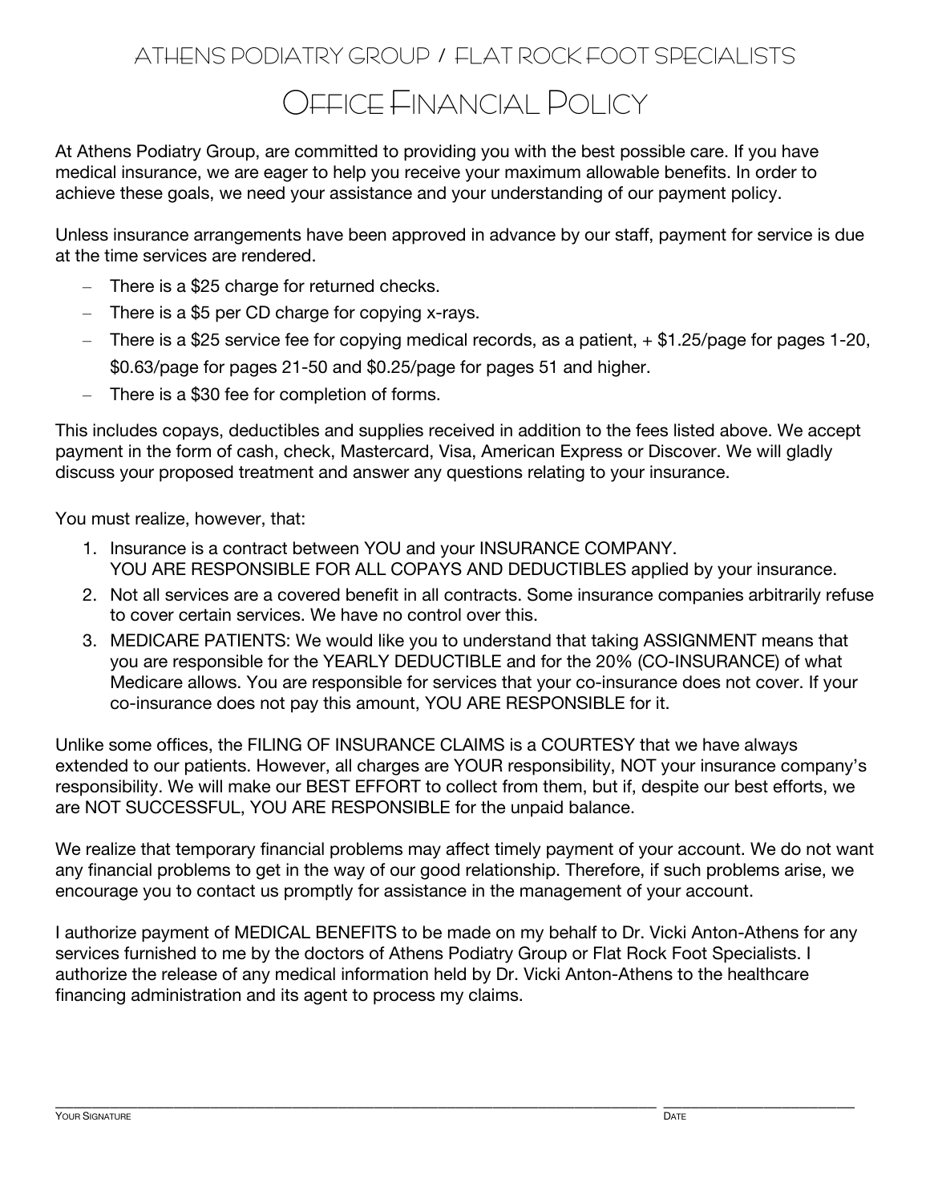# ATHENS PODIATRY GROUP / FLAT ROCK FOOT SPECIALISTS

## OFFICE FINANCIAL POLICY

At Athens Podiatry Group, are committed to providing you with the best possible care. If you have medical insurance, we are eager to help you receive your maximum allowable benefits. In order to achieve these goals, we need your assistance and your understanding of our payment policy.

Unless insurance arrangements have been approved in advance by our staff, payment for service is due at the time services are rendered.

- There is a $25 charge for returned checks.
- There is a $5 per CD charge for copying x-rays.
- There is a $25 service fee for copying medical records, as a patient, + $1.25/page for pages 1-20, $0.63/page for pages 21-50 and $0.25/page for pages 51 and higher.
- There is a $30 fee for completion of forms.

This includes copays, deductibles and supplies received in addition to the fees listed above. We accept payment in the form of cash, check, Mastercard, Visa, American Express or Discover. We will gladly discuss your proposed treatment and answer any questions relating to your insurance.

You must realize, however, that:

1. Insurance is a contract between YOU and your INSURANCE COMPANY. YOU ARE RESPONSIBLE FOR ALL COPAYS AND DEDUCTIBLES applied by your insurance.
2. Not all services are a covered benefit in all contracts. Some insurance companies arbitrarily refuse to cover certain services. We have no control over this.
3. MEDICARE PATIENTS: We would like you to understand that taking ASSIGNMENT means that you are responsible for the YEARLY DEDUCTIBLE and for the 20% (CO-INSURANCE) of what Medicare allows. You are responsible for services that your co-insurance does not cover. If your co-insurance does not pay this amount, YOU ARE RESPONSIBLE for it.

Unlike some offices, the FILING OF INSURANCE CLAIMS is a COURTESY that we have always extended to our patients. However, all charges are YOUR responsibility, NOT your insurance company's responsibility. We will make our BEST EFFORT to collect from them, but if, despite our best efforts, we are NOT SUCCESSFUL, YOU ARE RESPONSIBLE for the unpaid balance.

We realize that temporary financial problems may affect timely payment of your account. We do not want any financial problems to get in the way of our good relationship. Therefore, if such problems arise, we encourage you to contact us promptly for assistance in the management of your account.

I authorize payment of MEDICAL BENEFITS to be made on my behalf to Dr. Vicki Anton-Athens for any services furnished to me by the doctors of Athens Podiatry Group or Flat Rock Foot Specialists. I authorize the release of any medical information held by Dr. Vicki Anton-Athens to the healthcare financing administration and its agent to process my claims.

\_\_\_\_\_\_\_\_\_\_\_\_\_\_\_\_\_\_\_\_\_\_\_\_\_\_\_\_\_\_\_\_\_\_\_\_\_\_\_\_ \_\_\_\_\_\_\_\_\_\_\_\_\_\_\_\_\_\_\_\_

YOUR SIGNATURE DATE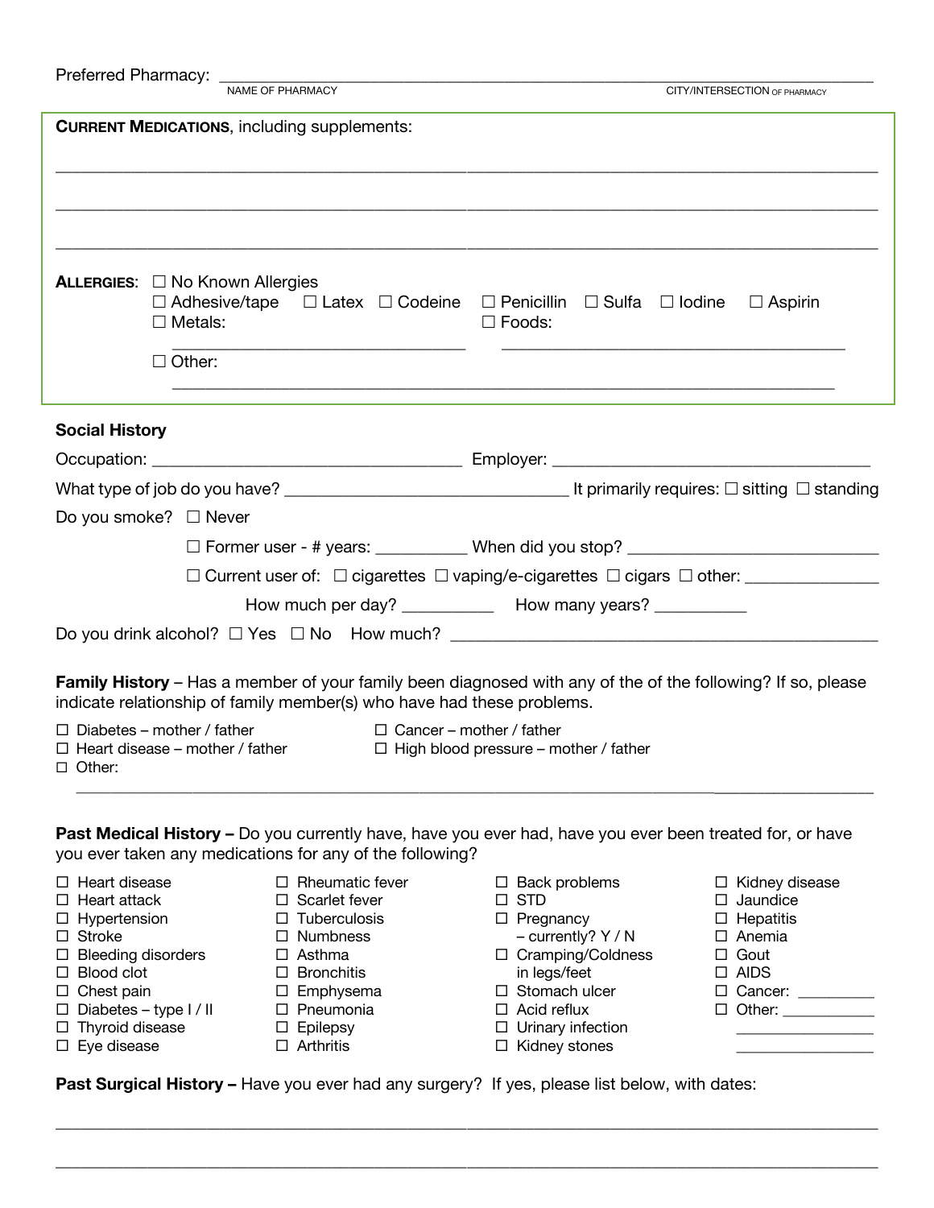Preferred Pharmacy: ______________________________________________________________

NAME OF PHARMACY CITY/INTERSECTION OF PHARMACY

**CURRENT MEDICATIONS**, including supplements:

______________________________________________________________________________

______________________________________________________________________________

______________________________________________________________________________

**ALLERGIES:** ☐ No Known Allergies
☐ Adhesive/tape ☐ Latex ☐ Codeine ☐ Penicillin ☐ Sulfa ☐ Iodine ☐ Aspirin
☐ Metals: ☐ Foods:

_______________________________ _______________________________

☐ Other:

______________________________________________________________________________

**Social History**

Occupation: ______________________________ Employer: ______________________________

What type of job do you have? ___________________________ It primarily requires: ☐ sitting ☐ standing

Do you smoke? ☐ Never

☐ Former user - # years: __________ When did you stop? ______________________

☐ Current user of: ☐ cigarettes ☐ vaping/e-cigarettes ☐ cigars ☐ other: ______________

How much per day? __________ How many years? __________

Do you drink alcohol? ☐ Yes ☐ No How much? ______________________________________

**Family History** – Has a member of your family been diagnosed with any of the of the following? If so, please indicate relationship of family member(s) who have had these problems.

☐ Diabetes – mother / father
☐ Heart disease – mother / father
☐ Cancer – mother / father
☐ High blood pressure – mother / father
☐ Other:

______________________________________________________________________________

**Past Medical History –** Do you currently have, have you ever had, have you ever been treated for, or have you ever taken any medications for any of the following?

☐ Heart disease
☐ Heart attack
☐ Hypertension
☐ Stroke
☐ Bleeding disorders
☐ Blood clot
☐ Chest pain
☐ Diabetes – type I / II
☐ Thyroid disease
☐ Eye disease
☐ Rheumatic fever
☐ Scarlet fever
☐ Tuberculosis
☐ Numbness
☐ Asthma
☐ Bronchitis
☐ Emphysema
☐ Pneumonia
☐ Epilepsy
☐ Arthritis
☐ Back problems
☐ STD
☐ Pregnancy – currently? Y / N
☐ Cramping/Coldness in legs/feet
☐ Stomach ulcer
☐ Acid reflux
☐ Urinary infection
☐ Kidney stones
☐ Kidney disease
☐ Jaundice
☐ Hepatitis
☐ Anemia
☐ Gout
☐ AIDS
☐ Cancer: _________
☐ Other: ___________

_________________

_________________

**Past Surgical History –** Have you ever had any surgery? If yes, please list below, with dates:

______________________________________________________________________________

______________________________________________________________________________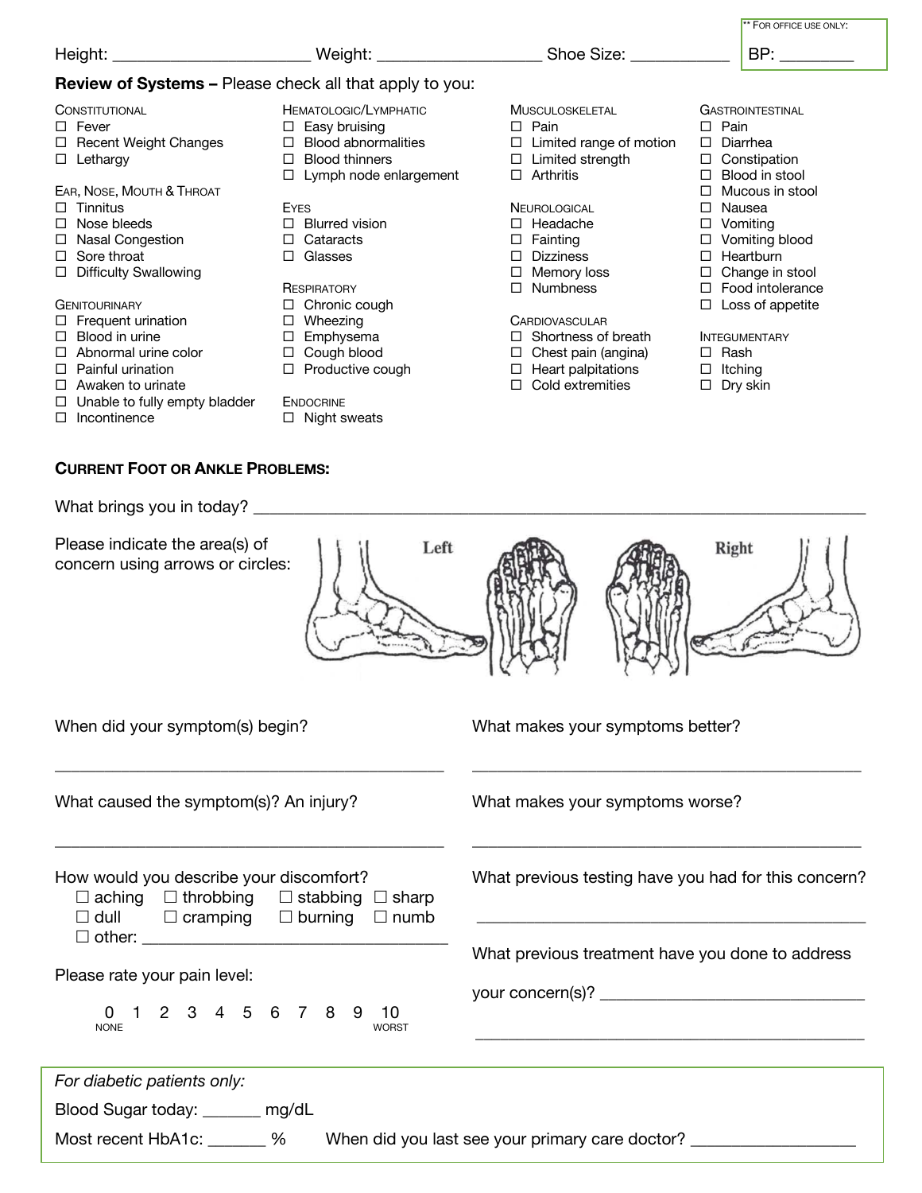Height: ______________________ Weight: __________________ Shoe Size: ___________

** For office use only:
BP: ________

**Review of Systems –** Please check all that apply to you:

Constitutional
- ☐ Fever
- ☐ Recent Weight Changes
- ☐ Lethargy

Ear, Nose, Mouth & Throat
- ☐ Tinnitus
- ☐ Nose bleeds
- ☐ Nasal Congestion
- ☐ Sore throat
- ☐ Difficulty Swallowing

Genitourinary
- ☐ Frequent urination
- ☐ Blood in urine
- ☐ Abnormal urine color
- ☐ Painful urination
- ☐ Awaken to urinate
- ☐ Unable to fully empty bladder
- ☐ Incontinence

Hematologic/Lymphatic
- ☐ Easy bruising
- ☐ Blood abnormalities
- ☐ Blood thinners
- ☐ Lymph node enlargement

Eyes
- ☐ Blurred vision
- ☐ Cataracts
- ☐ Glasses

Respiratory
- ☐ Chronic cough
- ☐ Wheezing
- ☐ Emphysema
- ☐ Cough blood
- ☐ Productive cough

Endocrine
- ☐ Night sweats

Musculoskeletal
- ☐ Pain
- ☐ Limited range of motion
- ☐ Limited strength
- ☐ Arthritis

Neurological
- ☐ Headache
- ☐ Fainting
- ☐ Dizziness
- ☐ Memory loss
- ☐ Numbness

Cardiovascular
- ☐ Shortness of breath
- ☐ Chest pain (angina)
- ☐ Heart palpitations
- ☐ Cold extremities

Gastrointestinal
- ☐ Pain
- ☐ Diarrhea
- ☐ Constipation
- ☐ Blood in stool
- ☐ Mucous in stool
- ☐ Nausea
- ☐ Vomiting
- ☐ Vomiting blood
- ☐ Heartburn
- ☐ Change in stool
- ☐ Food intolerance
- ☐ Loss of appetite

Integumentary
- ☐ Rash
- ☐ Itching
- ☐ Dry skin

**Current Foot or Ankle Problems:**

What brings you in today? ______________________________________________________________

Please indicate the area(s) of concern using arrows or circles:

Left

Right

When did your symptom(s) begin?

_____________________________________________

What caused the symptom(s)? An injury?

_____________________________________________

How would you describe your discomfort?
☐ aching ☐ throbbing ☐ stabbing ☐ sharp
☐ dull ☐ cramping ☐ burning ☐ numb
☐ other: __________________________________

Please rate your pain level:

0 1 2 3 4 5 6 7 8 9 10
NONE WORST

What makes your symptoms better?

_____________________________________________

What makes your symptoms worse?

_____________________________________________

What previous testing have you had for this concern?

_____________________________________________

What previous treatment have you done to address your concern(s)? ______________________________

_____________________________________________

*For diabetic patients only:*

Blood Sugar today: _______ mg/dL

Most recent HbA1c: _______ % When did you last see your primary care doctor? _________________